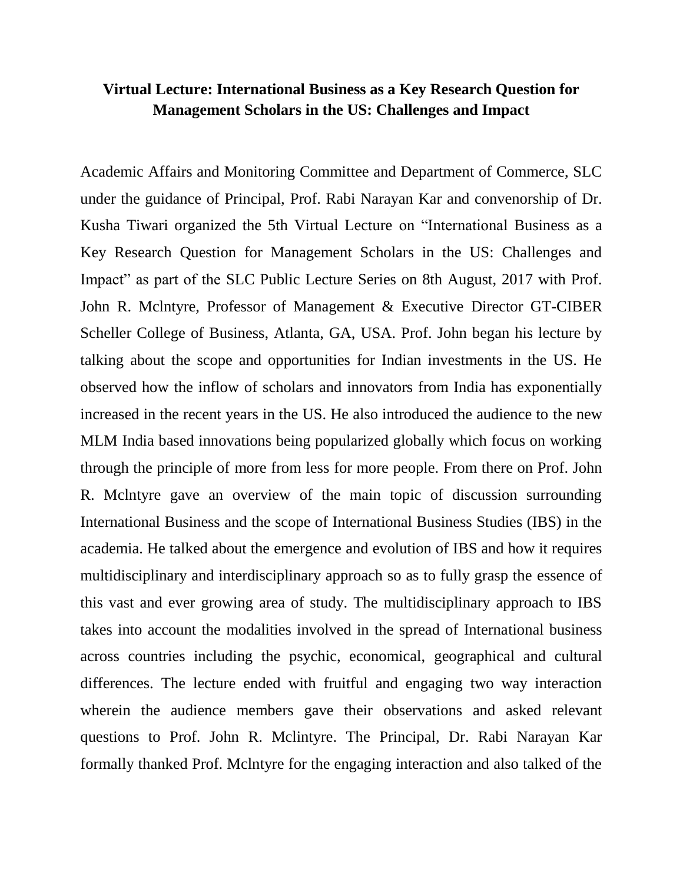**Virtual Lecture: International Business as a Key Research Question for Management Scholars in the US: Challenges and Impact**

Academic Affairs and Monitoring Committee and Department of Commerce, SLC under the guidance of Principal, Prof. Rabi Narayan Kar and convenorship of Dr. Kusha Tiwari organized the 5th Virtual Lecture on "International Business as a Key Research Question for Management Scholars in the US: Challenges and Impact" as part of the SLC Public Lecture Series on 8th August, 2017 with Prof. John R. Mclntyre, Professor of Management & Executive Director GT-CIBER Scheller College of Business, Atlanta, GA, USA. Prof. John began his lecture by talking about the scope and opportunities for Indian investments in the US. He observed how the inflow of scholars and innovators from India has exponentially increased in the recent years in the US. He also introduced the audience to the new MLM India based innovations being popularized globally which focus on working through the principle of more from less for more people. From there on Prof. John R. Mclntyre gave an overview of the main topic of discussion surrounding International Business and the scope of International Business Studies (IBS) in the academia. He talked about the emergence and evolution of IBS and how it requires multidisciplinary and interdisciplinary approach so as to fully grasp the essence of this vast and ever growing area of study. The multidisciplinary approach to IBS takes into account the modalities involved in the spread of International business across countries including the psychic, economical, geographical and cultural differences. The lecture ended with fruitful and engaging two way interaction wherein the audience members gave their observations and asked relevant questions to Prof. John R. Mclintyre. The Principal, Dr. Rabi Narayan Kar formally thanked Prof. Mclntyre for the engaging interaction and also talked of the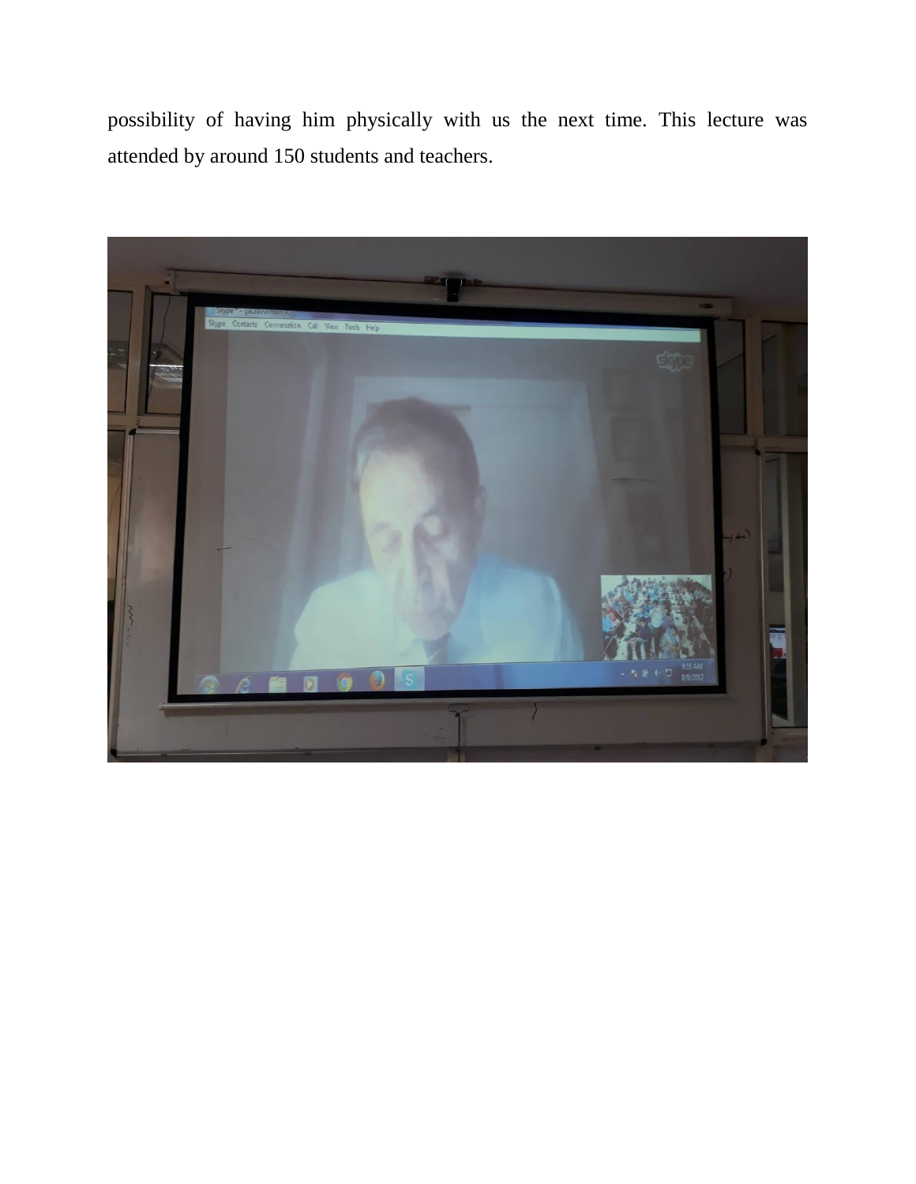possibility of having him physically with us the next time. This lecture was attended by around 150 students and teachers.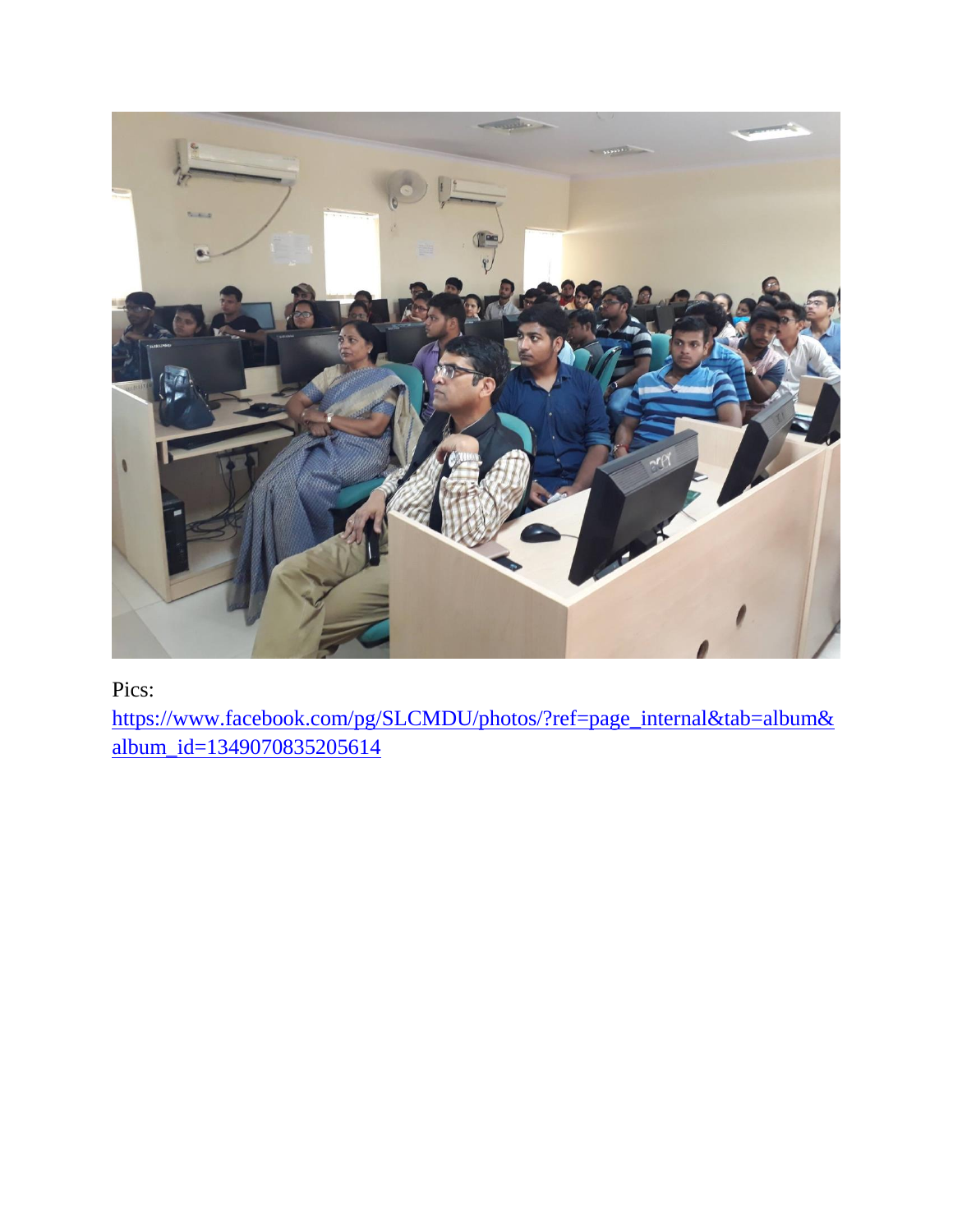Pics:

https://www.facebook.com/pg/SLCMDU/photos/?ref=page_internal&tab=album&album_id=1349070835205614